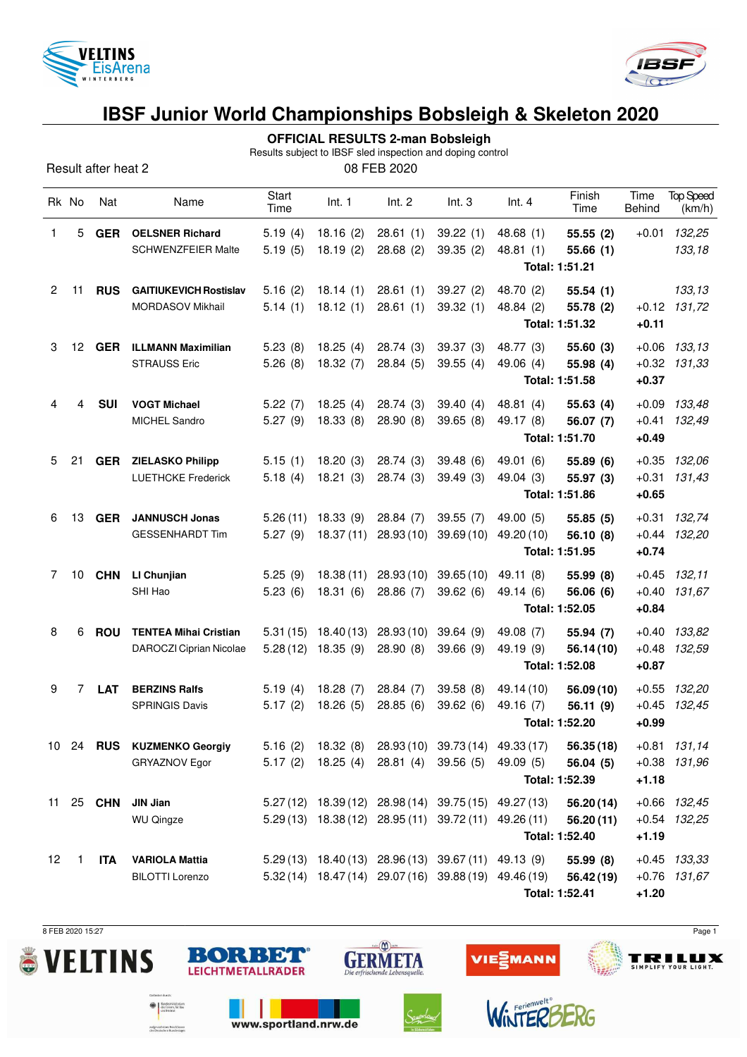# IBSF Junior World Championships Bobsleigh & Skeleton 2020

## OFFICIAL RESULTS 2-man Bobsleigh

Results subject to IBSF sled inspection and doping control

Result after heat 2 — 08 FEB 2020

| Rk | No | Nat | Name | Start Time | Int. 1 | Int. 2 | Int. 3 | Int. 4 | Finish Time | Time Behind | Top Speed (km/h) |
|---|---|---|---|---|---|---|---|---|---|---|---|
| 1 | 5 | **GER** | **OELSNER Richard** | 5.19 (4) | 18.16 (2) | 28.61 (1) | 39.22 (1) | 48.68 (1) | **55.55 (2)** | +0.01 | *132,25* |
| | | | SCHWENZFEIER Malte | 5.19 (5) | 18.19 (2) | 28.68 (2) | 39.35 (2) | 48.81 (1) | **55.66 (1)** | | *133,18* |
| | | | | | | | | | **Total: 1:51.21** | | |
| 2 | 11 | **RUS** | **GAITIUKEVICH Rostislav** | 5.16 (2) | 18.14 (1) | 28.61 (1) | 39.27 (2) | 48.70 (2) | **55.54 (1)** | | *133,13* |
| | | | MORDASOV Mikhail | 5.14 (1) | 18.12 (1) | 28.61 (1) | 39.32 (1) | 48.84 (2) | **55.78 (2)** | +0.12 | *131,72* |
| | | | | | | | | | **Total: 1:51.32** | **+0.11** | |
| 3 | 12 | **GER** | **ILLMANN Maximilian** | 5.23 (8) | 18.25 (4) | 28.74 (3) | 39.37 (3) | 48.77 (3) | **55.60 (3)** | +0.06 | *133,13* |
| | | | STRAUSS Eric | 5.26 (8) | 18.32 (7) | 28.84 (5) | 39.55 (4) | 49.06 (4) | **55.98 (4)** | +0.32 | *131,33* |
| | | | | | | | | | **Total: 1:51.58** | **+0.37** | |
| 4 | 4 | **SUI** | **VOGT Michael** | 5.22 (7) | 18.25 (4) | 28.74 (3) | 39.40 (4) | 48.81 (4) | **55.63 (4)** | +0.09 | *133,48* |
| | | | MICHEL Sandro | 5.27 (9) | 18.33 (8) | 28.90 (8) | 39.65 (8) | 49.17 (8) | **56.07 (7)** | +0.41 | *132,49* |
| | | | | | | | | | **Total: 1:51.70** | **+0.49** | |
| 5 | 21 | **GER** | **ZIELASKO Philipp** | 5.15 (1) | 18.20 (3) | 28.74 (3) | 39.48 (6) | 49.01 (6) | **55.89 (6)** | +0.35 | *132,06* |
| | | | LUETHCKE Frederick | 5.18 (4) | 18.21 (3) | 28.74 (3) | 39.49 (3) | 49.04 (3) | **55.97 (3)** | +0.31 | *131,43* |
| | | | | | | | | | **Total: 1:51.86** | **+0.65** | |
| 6 | 13 | **GER** | **JANNUSCH Jonas** | 5.26 (11) | 18.33 (9) | 28.84 (7) | 39.55 (7) | 49.00 (5) | **55.85 (5)** | +0.31 | *132,74* |
| | | | GESSENHARDT Tim | 5.27 (9) | 18.37 (11) | 28.93 (10) | 39.69 (10) | 49.20 (10) | **56.10 (8)** | +0.44 | *132,20* |
| | | | | | | | | | **Total: 1:51.95** | **+0.74** | |
| 7 | 10 | **CHN** | **LI Chunjian** | 5.25 (9) | 18.38 (11) | 28.93 (10) | 39.65 (10) | 49.11 (8) | **55.99 (8)** | +0.45 | *132,11* |
| | | | SHI Hao | 5.23 (6) | 18.31 (6) | 28.86 (7) | 39.62 (6) | 49.14 (6) | **56.06 (6)** | +0.40 | *131,67* |
| | | | | | | | | | **Total: 1:52.05** | **+0.84** | |
| 8 | 6 | **ROU** | **TENTEA Mihai Cristian** | 5.31 (15) | 18.40 (13) | 28.93 (10) | 39.64 (9) | 49.08 (7) | **55.94 (7)** | +0.40 | *133,82* |
| | | | DAROCZI Ciprian Nicolae | 5.28 (12) | 18.35 (9) | 28.90 (8) | 39.66 (9) | 49.19 (9) | **56.14 (10)** | +0.48 | *132,59* |
| | | | | | | | | | **Total: 1:52.08** | **+0.87** | |
| 9 | 7 | **LAT** | **BERZINS Ralfs** | 5.19 (4) | 18.28 (7) | 28.84 (7) | 39.58 (8) | 49.14 (10) | **56.09 (10)** | +0.55 | *132,20* |
| | | | SPRINGIS Davis | 5.17 (2) | 18.26 (5) | 28.85 (6) | 39.62 (6) | 49.16 (7) | **56.11 (9)** | +0.45 | *132,45* |
| | | | | | | | | | **Total: 1:52.20** | **+0.99** | |
| 10 | 24 | **RUS** | **KUZMENKO Georgiy** | 5.16 (2) | 18.32 (8) | 28.93 (10) | 39.73 (14) | 49.33 (17) | **56.35 (18)** | +0.81 | *131,14* |
| | | | GRYAZNOV Egor | 5.17 (2) | 18.25 (4) | 28.81 (4) | 39.56 (5) | 49.09 (5) | **56.04 (5)** | +0.38 | *131,96* |
| | | | | | | | | | **Total: 1:52.39** | **+1.18** | |
| 11 | 25 | **CHN** | **JIN Jian** | 5.27 (12) | 18.39 (12) | 28.98 (14) | 39.75 (15) | 49.27 (13) | **56.20 (14)** | +0.66 | *132,45* |
| | | | WU Qingze | 5.29 (13) | 18.38 (12) | 28.95 (11) | 39.72 (11) | 49.26 (11) | **56.20 (11)** | +0.54 | *132,25* |
| | | | | | | | | | **Total: 1:52.40** | **+1.19** | |
| 12 | 1 | **ITA** | **VARIOLA Mattia** | 5.29 (13) | 18.40 (13) | 28.96 (13) | 39.67 (11) | 49.13 (9) | **55.99 (8)** | +0.45 | *133,33* |
| | | | BILOTTI Lorenzo | 5.32 (14) | 18.47 (14) | 29.07 (16) | 39.88 (19) | 49.46 (19) | **56.42 (19)** | +0.76 | *131,67* |
| | | | | | | | | | **Total: 1:52.41** | **+1.20** | |

8 FEB 2020 15:27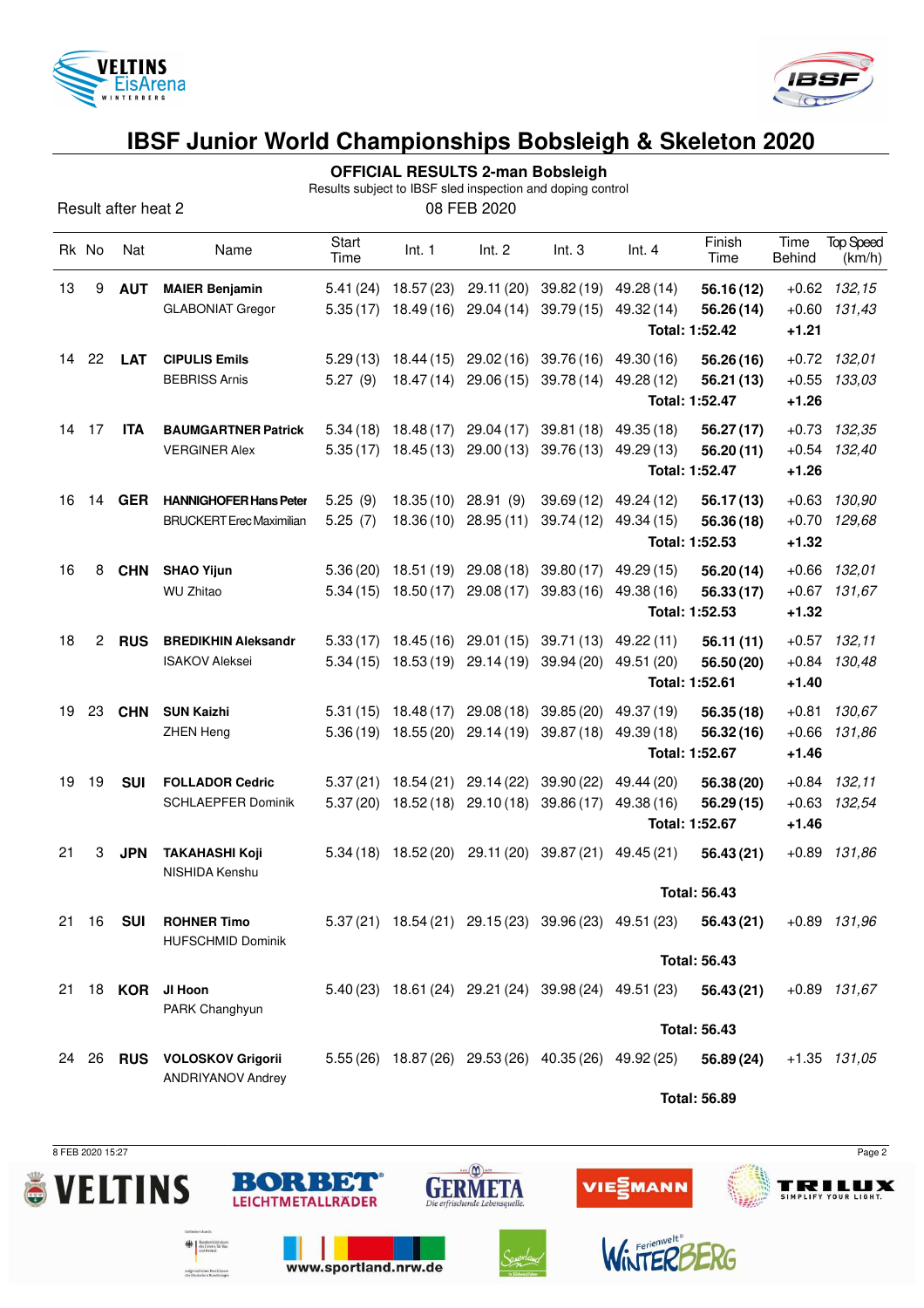# IBSF Junior World Championships Bobsleigh & Skeleton 2020

## OFFICIAL RESULTS 2-man Bobsleigh

Results subject to IBSF sled inspection and doping control

Result after heat 2

08 FEB 2020

| Rk | No | Nat | Name | Start Time | Int. 1 | Int. 2 | Int. 3 | Int. 4 | Finish Time | Time Behind | Top Speed (km/h) |
|---|---|---|---|---|---|---|---|---|---|---|---|
| 13 | 9 | **AUT** | **MAIER Benjamin** | 5.41 (24) | 18.57 (23) | 29.11 (20) | 39.82 (19) | 49.28 (14) | **56.16 (12)** | +0.62 | *132,15* |
| | | | GLABONIAT Gregor | 5.35 (17) | 18.49 (16) | 29.04 (14) | 39.79 (15) | 49.32 (14) | **56.26 (14)** | +0.60 | *131,43* |
| | | | | | | | | | **Total: 1:52.42** | **+1.21** | |
| 14 | 22 | **LAT** | **CIPULIS Emils** | 5.29 (13) | 18.44 (15) | 29.02 (16) | 39.76 (16) | 49.30 (16) | **56.26 (16)** | +0.72 | *132,01* |
| | | | BEBRISS Arnis | 5.27 (9) | 18.47 (14) | 29.06 (15) | 39.78 (14) | 49.28 (12) | **56.21 (13)** | +0.55 | *133,03* |
| | | | | | | | | | **Total: 1:52.47** | **+1.26** | |
| 14 | 17 | **ITA** | **BAUMGARTNER Patrick** | 5.34 (18) | 18.48 (17) | 29.04 (17) | 39.81 (18) | 49.35 (18) | **56.27 (17)** | +0.73 | *132,35* |
| | | | VERGINER Alex | 5.35 (17) | 18.45 (13) | 29.00 (13) | 39.76 (13) | 49.29 (13) | **56.20 (11)** | +0.54 | *132,40* |
| | | | | | | | | | **Total: 1:52.47** | **+1.26** | |
| 16 | 14 | **GER** | **HANNIGHOFER Hans Peter** | 5.25 (9) | 18.35 (10) | 28.91 (9) | 39.69 (12) | 49.24 (12) | **56.17 (13)** | +0.63 | *130,90* |
| | | | BRUCKERT Erec Maximilian | 5.25 (7) | 18.36 (10) | 28.95 (11) | 39.74 (12) | 49.34 (15) | **56.36 (18)** | +0.70 | *129,68* |
| | | | | | | | | | **Total: 1:52.53** | **+1.32** | |
| 16 | 8 | **CHN** | **SHAO Yijun** | 5.36 (20) | 18.51 (19) | 29.08 (18) | 39.80 (17) | 49.29 (15) | **56.20 (14)** | +0.66 | *132,01* |
| | | | WU Zhitao | 5.34 (15) | 18.50 (17) | 29.08 (17) | 39.83 (16) | 49.38 (16) | **56.33 (17)** | +0.67 | *131,67* |
| | | | | | | | | | **Total: 1:52.53** | **+1.32** | |
| 18 | 2 | **RUS** | **BREDIKHIN Aleksandr** | 5.33 (17) | 18.45 (16) | 29.01 (15) | 39.71 (13) | 49.22 (11) | **56.11 (11)** | +0.57 | *132,11* |
| | | | ISAKOV Aleksei | 5.34 (15) | 18.53 (19) | 29.14 (19) | 39.94 (20) | 49.51 (20) | **56.50 (20)** | +0.84 | *130,48* |
| | | | | | | | | | **Total: 1:52.61** | **+1.40** | |
| 19 | 23 | **CHN** | **SUN Kaizhi** | 5.31 (15) | 18.48 (17) | 29.08 (18) | 39.85 (20) | 49.37 (19) | **56.35 (18)** | +0.81 | *130,67* |
| | | | ZHEN Heng | 5.36 (19) | 18.55 (20) | 29.14 (19) | 39.87 (18) | 49.39 (18) | **56.32 (16)** | +0.66 | *131,86* |
| | | | | | | | | | **Total: 1:52.67** | **+1.46** | |
| 19 | 19 | **SUI** | **FOLLADOR Cedric** | 5.37 (21) | 18.54 (21) | 29.14 (22) | 39.90 (22) | 49.44 (20) | **56.38 (20)** | +0.84 | *132,11* |
| | | | SCHLAEPFER Dominik | 5.37 (20) | 18.52 (18) | 29.10 (18) | 39.86 (17) | 49.38 (16) | **56.29 (15)** | +0.63 | *132,54* |
| | | | | | | | | | **Total: 1:52.67** | **+1.46** | |
| 21 | 3 | **JPN** | **TAKAHASHI Koji** | 5.34 (18) | 18.52 (20) | 29.11 (20) | 39.87 (21) | 49.45 (21) | **56.43 (21)** | +0.89 | *131,86* |
| | | | NISHIDA Kenshu | | | | | | | | |
| | | | | | | | | | **Total: 56.43** | | |
| 21 | 16 | **SUI** | **ROHNER Timo** | 5.37 (21) | 18.54 (21) | 29.15 (23) | 39.96 (23) | 49.51 (23) | **56.43 (21)** | +0.89 | *131,96* |
| | | | HUFSCHMID Dominik | | | | | | | | |
| | | | | | | | | | **Total: 56.43** | | |
| 21 | 18 | **KOR** | **JI Hoon** | 5.40 (23) | 18.61 (24) | 29.21 (24) | 39.98 (24) | 49.51 (23) | **56.43 (21)** | +0.89 | *131,67* |
| | | | PARK Changhyun | | | | | | | | |
| | | | | | | | | | **Total: 56.43** | | |
| 24 | 26 | **RUS** | **VOLOSKOV Grigorii** | 5.55 (26) | 18.87 (26) | 29.53 (26) | 40.35 (26) | 49.92 (25) | **56.89 (24)** | +1.35 | *131,05* |
| | | | ANDRIYANOV Andrey | | | | | | | | |
| | | | | | | | | | **Total: 56.89** | | |

8 FEB 2020 15:27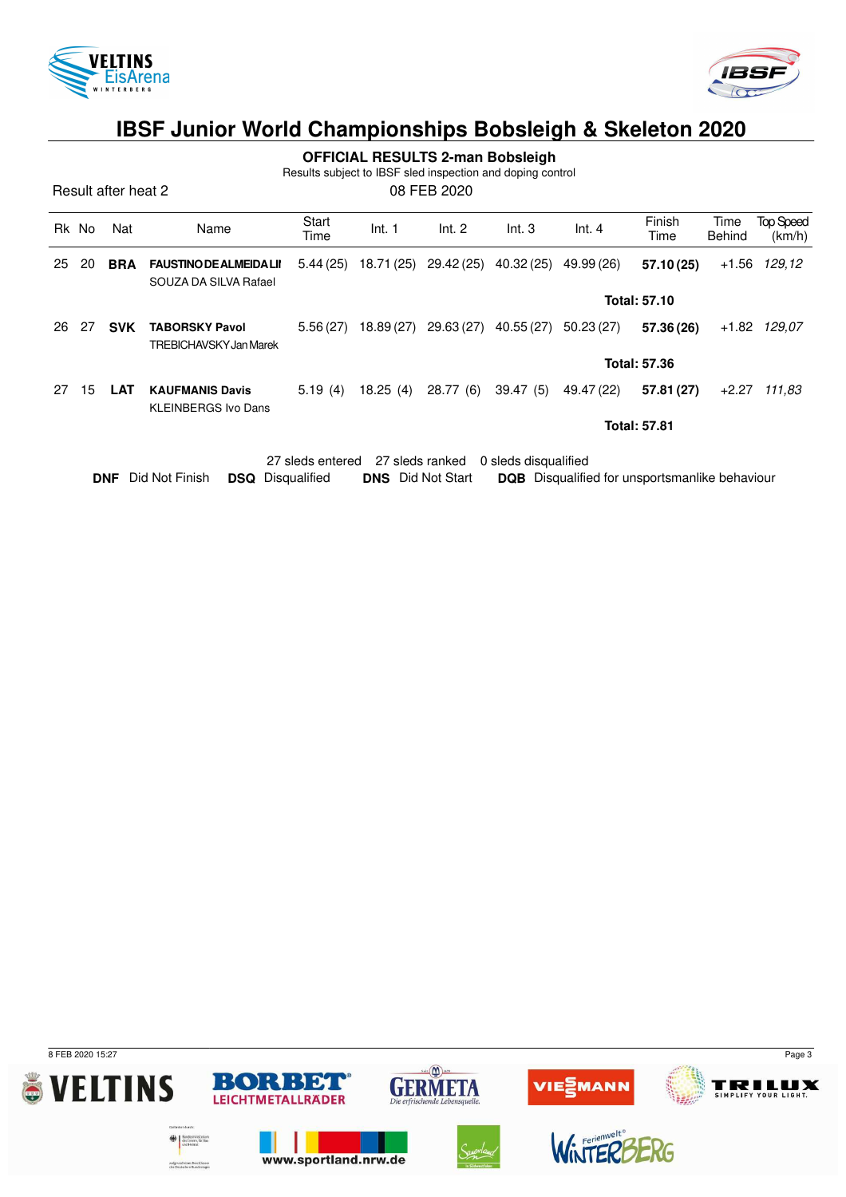# IBSF Junior World Championships Bobsleigh & Skeleton 2020

## OFFICIAL RESULTS 2-man Bobsleigh

Results subject to IBSF sled inspection and doping control

Result after heat 2

08 FEB 2020

| Rk | No | Nat | Name | Start Time | Int. 1 | Int. 2 | Int. 3 | Int. 4 | Finish Time | Time Behind | Top Speed (km/h) |
|---|---|---|---|---|---|---|---|---|---|---|---|
| 25 | 20 | **BRA** | **FAUSTINO DE ALMEIDA LI** SOUZA DA SILVA Rafael | 5.44 (25) | 18.71 (25) | 29.42 (25) | 40.32 (25) | 49.99 (26) | **57.10 (25)** | +1.56 | *129,12* |
| | | | | | | | | | **Total: 57.10** | | |
| 26 | 27 | **SVK** | **TABORSKY Pavol** TREBICHAVSKY Jan Marek | 5.56 (27) | 18.89 (27) | 29.63 (27) | 40.55 (27) | 50.23 (27) | **57.36 (26)** | +1.82 | *129,07* |
| | | | | | | | | | **Total: 57.36** | | |
| 27 | 15 | **LAT** | **KAUFMANIS Davis** KLEINBERGS Ivo Dans | 5.19 (4) | 18.25 (4) | 28.77 (6) | 39.47 (5) | 49.47 (22) | **57.81 (27)** | +2.27 | *111,83* |
| | | | | | | | | | **Total: 57.81** | | |

27 sleds entered 27 sleds ranked 0 sleds disqualified

**DNF** Did Not Finish **DSQ** Disqualified **DNS** Did Not Start **DQB** Disqualified for unsportsmanlike behaviour

8 FEB 2020 15:27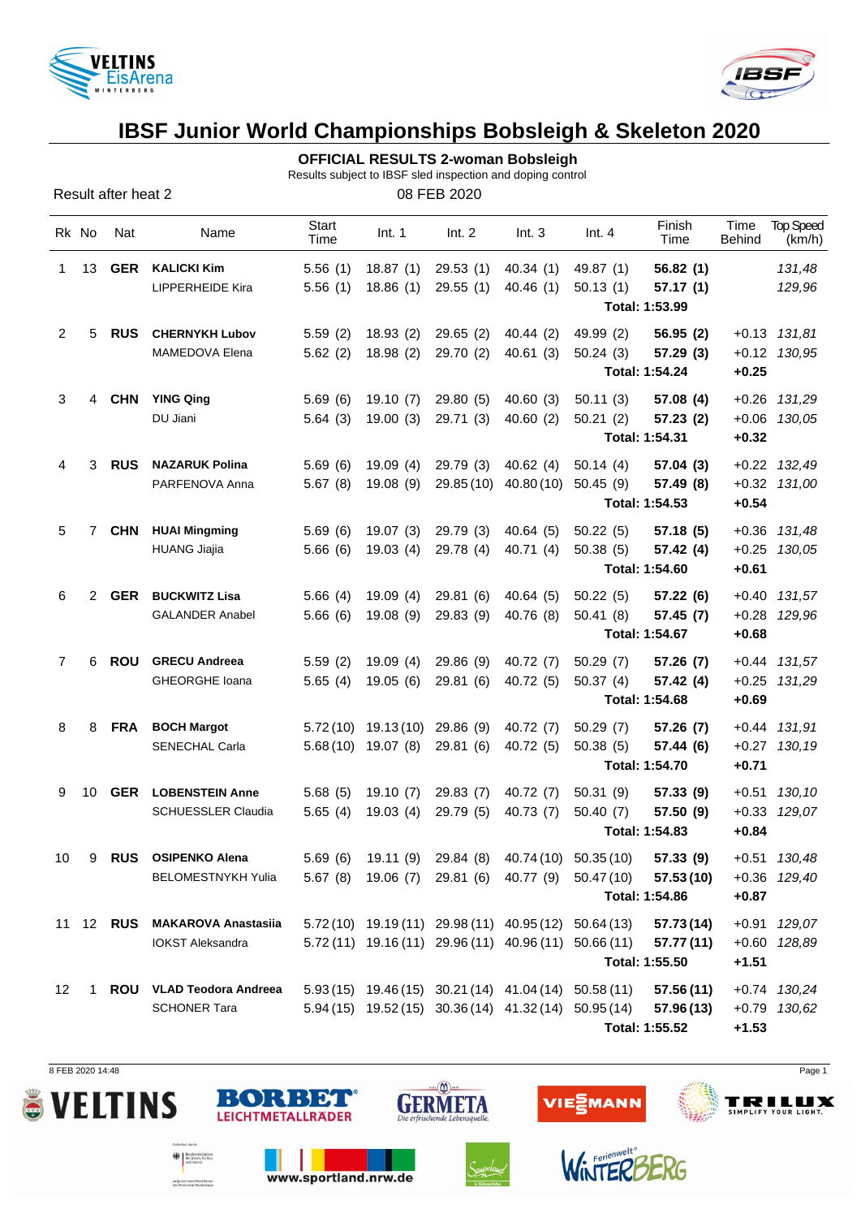# IBSF Junior World Championships Bobsleigh & Skeleton 2020

## OFFICIAL RESULTS 2-woman Bobsleigh

Results subject to IBSF sled inspection and doping control

Result after heat 2

08 FEB 2020

| Rk | No | Nat | Name | Start Time | Int. 1 | Int. 2 | Int. 3 | Int. 4 | Finish Time | Time Behind | Top Speed (km/h) |
|---|---|---|---|---|---|---|---|---|---|---|---|
| 1 | 13 | **GER** | **KALICKI Kim** | 5.56 (1) | 18.87 (1) | 29.53 (1) | 40.34 (1) | 49.87 (1) | **56.82 (1)** | | *131,48* |
| | | | LIPPERHEIDE Kira | 5.56 (1) | 18.86 (1) | 29.55 (1) | 40.46 (1) | 50.13 (1) | **57.17 (1)** | | *129,96* |
| | | | | | | | | | **Total: 1:53.99** | | |
| 2 | 5 | **RUS** | **CHERNYKH Lubov** | 5.59 (2) | 18.93 (2) | 29.65 (2) | 40.44 (2) | 49.99 (2) | **56.95 (2)** | +0.13 | *131,81* |
| | | | MAMEDOVA Elena | 5.62 (2) | 18.98 (2) | 29.70 (2) | 40.61 (3) | 50.24 (3) | **57.29 (3)** | +0.12 | *130,95* |
| | | | | | | | | | **Total: 1:54.24** | **+0.25** | |
| 3 | 4 | **CHN** | **YING Qing** | 5.69 (6) | 19.10 (7) | 29.80 (5) | 40.60 (3) | 50.11 (3) | **57.08 (4)** | +0.26 | *131,29* |
| | | | DU Jiani | 5.64 (3) | 19.00 (3) | 29.71 (3) | 40.60 (2) | 50.21 (2) | **57.23 (2)** | +0.06 | *130,05* |
| | | | | | | | | | **Total: 1:54.31** | **+0.32** | |
| 4 | 3 | **RUS** | **NAZARUK Polina** | 5.69 (6) | 19.09 (4) | 29.79 (3) | 40.62 (4) | 50.14 (4) | **57.04 (3)** | +0.22 | *132,49* |
| | | | PARFENOVA Anna | 5.67 (8) | 19.08 (9) | 29.85 (10) | 40.80 (10) | 50.45 (9) | **57.49 (8)** | +0.32 | *131,00* |
| | | | | | | | | | **Total: 1:54.53** | **+0.54** | |
| 5 | 7 | **CHN** | **HUAI Mingming** | 5.69 (6) | 19.07 (3) | 29.79 (3) | 40.64 (5) | 50.22 (5) | **57.18 (5)** | +0.36 | *131,48* |
| | | | HUANG Jiajia | 5.66 (6) | 19.03 (4) | 29.78 (4) | 40.71 (4) | 50.38 (5) | **57.42 (4)** | +0.25 | *130,05* |
| | | | | | | | | | **Total: 1:54.60** | **+0.61** | |
| 6 | 2 | **GER** | **BUCKWITZ Lisa** | 5.66 (4) | 19.09 (4) | 29.81 (6) | 40.64 (5) | 50.22 (5) | **57.22 (6)** | +0.40 | *131,57* |
| | | | GALANDER Anabel | 5.66 (6) | 19.08 (9) | 29.83 (9) | 40.76 (8) | 50.41 (8) | **57.45 (7)** | +0.28 | *129,96* |
| | | | | | | | | | **Total: 1:54.67** | **+0.68** | |
| 7 | 6 | **ROU** | **GRECU Andreea** | 5.59 (2) | 19.09 (4) | 29.86 (9) | 40.72 (7) | 50.29 (7) | **57.26 (7)** | +0.44 | *131,57* |
| | | | GHEORGHE Ioana | 5.65 (4) | 19.05 (6) | 29.81 (6) | 40.72 (5) | 50.37 (4) | **57.42 (4)** | +0.25 | *131,29* |
| | | | | | | | | | **Total: 1:54.68** | **+0.69** | |
| 8 | 8 | **FRA** | **BOCH Margot** | 5.72 (10) | 19.13 (10) | 29.86 (9) | 40.72 (7) | 50.29 (7) | **57.26 (7)** | +0.44 | *131,91* |
| | | | SENECHAL Carla | 5.68 (10) | 19.07 (8) | 29.81 (6) | 40.72 (5) | 50.38 (5) | **57.44 (6)** | +0.27 | *130,19* |
| | | | | | | | | | **Total: 1:54.70** | **+0.71** | |
| 9 | 10 | **GER** | **LOBENSTEIN Anne** | 5.68 (5) | 19.10 (7) | 29.83 (7) | 40.72 (7) | 50.31 (9) | **57.33 (9)** | +0.51 | *130,10* |
| | | | SCHUESSLER Claudia | 5.65 (4) | 19.03 (4) | 29.79 (5) | 40.73 (7) | 50.40 (7) | **57.50 (9)** | +0.33 | *129,07* |
| | | | | | | | | | **Total: 1:54.83** | **+0.84** | |
| 10 | 9 | **RUS** | **OSIPENKO Alena** | 5.69 (6) | 19.11 (9) | 29.84 (8) | 40.74 (10) | 50.35 (10) | **57.33 (9)** | +0.51 | *130,48* |
| | | | BELOMESTNYKH Yulia | 5.67 (8) | 19.06 (7) | 29.81 (6) | 40.77 (9) | 50.47 (10) | **57.53 (10)** | +0.36 | *129,40* |
| | | | | | | | | | **Total: 1:54.86** | **+0.87** | |
| 11 | 12 | **RUS** | **MAKAROVA Anastasiia** | 5.72 (10) | 19.19 (11) | 29.98 (11) | 40.95 (12) | 50.64 (13) | **57.73 (14)** | +0.91 | *129,07* |
| | | | IOKST Aleksandra | 5.72 (11) | 19.16 (11) | 29.96 (11) | 40.96 (11) | 50.66 (11) | **57.77 (11)** | +0.60 | *128,89* |
| | | | | | | | | | **Total: 1:55.50** | **+1.51** | |
| 12 | 1 | **ROU** | **VLAD Teodora Andreea** | 5.93 (15) | 19.46 (15) | 30.21 (14) | 41.04 (14) | 50.58 (11) | **57.56 (11)** | +0.74 | *130,24* |
| | | | SCHONER Tara | 5.94 (15) | 19.52 (15) | 30.36 (14) | 41.32 (14) | 50.95 (14) | **57.96 (13)** | +0.79 | *130,62* |
| | | | | | | | | | **Total: 1:55.52** | **+1.53** | |

8 FEB 2020 14:48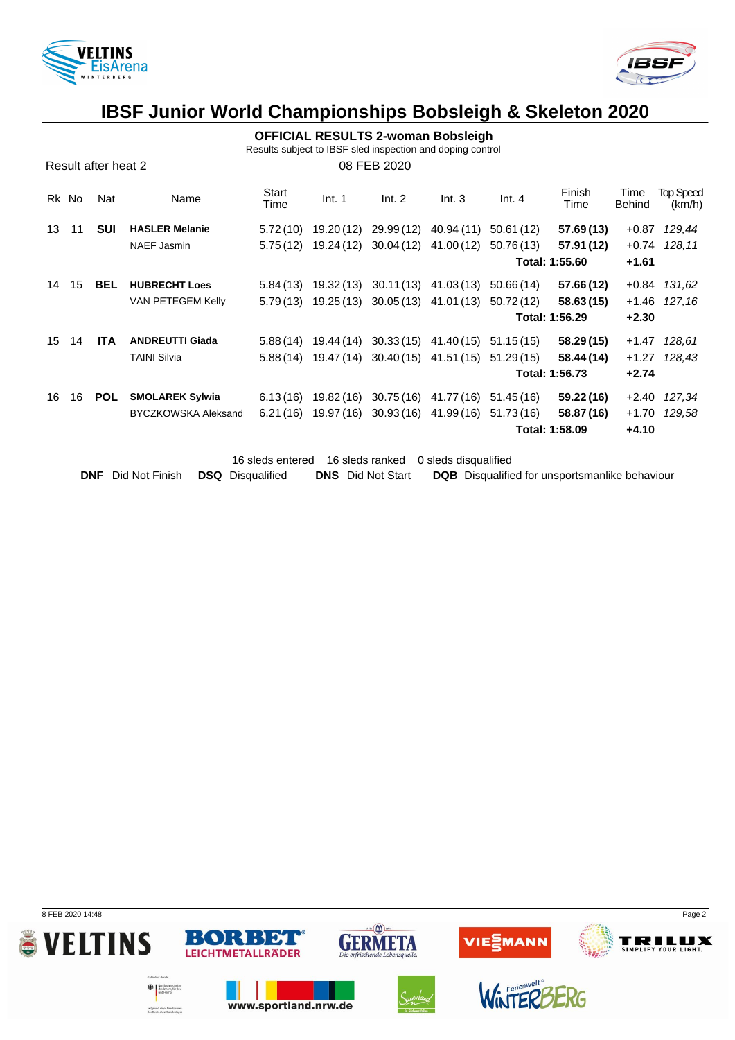# IBSF Junior World Championships Bobsleigh & Skeleton 2020

## OFFICIAL RESULTS 2-woman Bobsleigh

Results subject to IBSF sled inspection and doping control

Result after heat 2 — 08 FEB 2020

| Rk | No | Nat | Name | Start Time | Int. 1 | Int. 2 | Int. 3 | Int. 4 | Finish Time | Time Behind | Top Speed (km/h) |
|---|---|---|---|---|---|---|---|---|---|---|---|
| 13 | 11 | **SUI** | **HASLER Melanie** | 5.72 (10) | 19.20 (12) | 29.99 (12) | 40.94 (11) | 50.61 (12) | **57.69 (13)** | +0.87 | *129,44* |
| | | | NAEF Jasmin | 5.75 (12) | 19.24 (12) | 30.04 (12) | 41.00 (12) | 50.76 (13) | **57.91 (12)** | +0.74 | *128,11* |
| | | | | | | | | | **Total: 1:55.60** | **+1.61** | |
| 14 | 15 | **BEL** | **HUBRECHT Loes** | 5.84 (13) | 19.32 (13) | 30.11 (13) | 41.03 (13) | 50.66 (14) | **57.66 (12)** | +0.84 | *131,62* |
| | | | VAN PETEGEM Kelly | 5.79 (13) | 19.25 (13) | 30.05 (13) | 41.01 (13) | 50.72 (12) | **58.63 (15)** | +1.46 | *127,16* |
| | | | | | | | | | **Total: 1:56.29** | **+2.30** | |
| 15 | 14 | **ITA** | **ANDREUTTI Giada** | 5.88 (14) | 19.44 (14) | 30.33 (15) | 41.40 (15) | 51.15 (15) | **58.29 (15)** | +1.47 | *128,61* |
| | | | TAINI Silvia | 5.88 (14) | 19.47 (14) | 30.40 (15) | 41.51 (15) | 51.29 (15) | **58.44 (14)** | +1.27 | *128,43* |
| | | | | | | | | | **Total: 1:56.73** | **+2.74** | |
| 16 | 16 | **POL** | **SMOLAREK Sylwia** | 6.13 (16) | 19.82 (16) | 30.75 (16) | 41.77 (16) | 51.45 (16) | **59.22 (16)** | +2.40 | *127,34* |
| | | | BYCZKOWSKA Aleksand | 6.21 (16) | 19.97 (16) | 30.93 (16) | 41.99 (16) | 51.73 (16) | **58.87 (16)** | +1.70 | *129,58* |
| | | | | | | | | | **Total: 1:58.09** | **+4.10** | |

16 sleds entered — 16 sleds ranked — 0 sleds disqualified

**DNF** Did Not Finish **DSQ** Disqualified **DNS** Did Not Start **DQB** Disqualified for unsportsmanlike behaviour

8 FEB 2020 14:48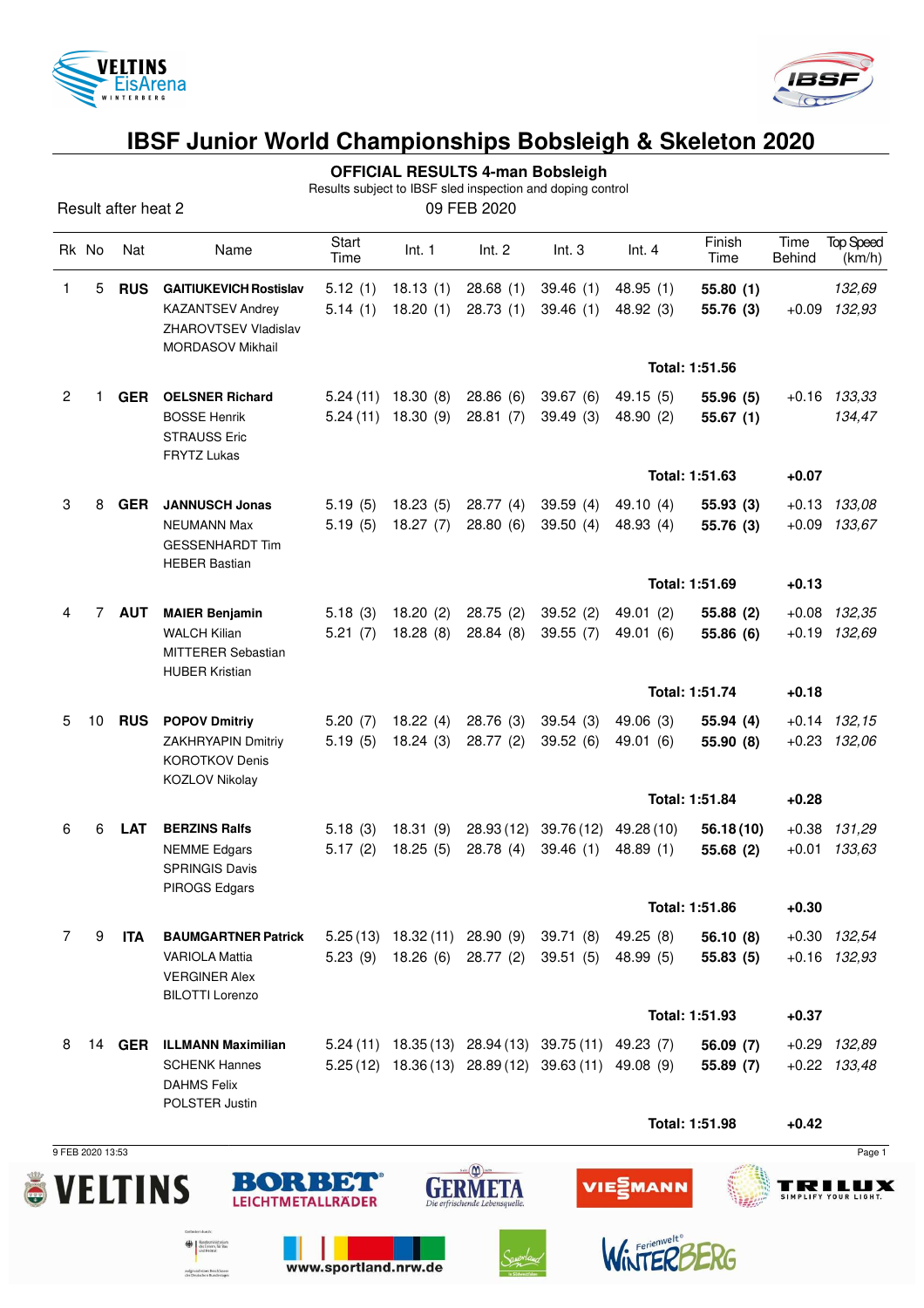# IBSF Junior World Championships Bobsleigh & Skeleton 2020

## OFFICIAL RESULTS 4-man Bobsleigh

Results subject to IBSF sled inspection and doping control

Result after heat 2

09 FEB 2020

| Rk | No | Nat | Name | Start Time | Int. 1 | Int. 2 | Int. 3 | Int. 4 | Finish Time | Time Behind | Top Speed (km/h) |
|---|---|---|---|---|---|---|---|---|---|---|---|
| 1 | 5 | **RUS** | **GAITIUKEVICH Rostislav** | 5.12 (1) | 18.13 (1) | 28.68 (1) | 39.46 (1) | 48.95 (1) | **55.80 (1)** | | *132,69* |
| | | | KAZANTSEV Andrey | 5.14 (1) | 18.20 (1) | 28.73 (1) | 39.46 (1) | 48.92 (3) | **55.76 (3)** | +0.09 | *132,93* |
| | | | ZHAROVTSEV Vladislav | | | | | | | | |
| | | | MORDASOV Mikhail | | | | | | | | |
| | | | | | | | | | **Total: 1:51.56** | | |
| 2 | 1 | **GER** | **OELSNER Richard** | 5.24 (11) | 18.30 (8) | 28.86 (6) | 39.67 (6) | 49.15 (5) | **55.96 (5)** | +0.16 | *133,33* |
| | | | BOSSE Henrik | 5.24 (11) | 18.30 (9) | 28.81 (7) | 39.49 (3) | 48.90 (2) | **55.67 (1)** | | *134,47* |
| | | | STRAUSS Eric | | | | | | | | |
| | | | FRYTZ Lukas | | | | | | | | |
| | | | | | | | | | **Total: 1:51.63** | **+0.07** | |
| 3 | 8 | **GER** | **JANNUSCH Jonas** | 5.19 (5) | 18.23 (5) | 28.77 (4) | 39.59 (4) | 49.10 (4) | **55.93 (3)** | +0.13 | *133,08* |
| | | | NEUMANN Max | 5.19 (5) | 18.27 (7) | 28.80 (6) | 39.50 (4) | 48.93 (4) | **55.76 (3)** | +0.09 | *133,67* |
| | | | GESSENHARDT Tim | | | | | | | | |
| | | | HEBER Bastian | | | | | | | | |
| | | | | | | | | | **Total: 1:51.69** | **+0.13** | |
| 4 | 7 | **AUT** | **MAIER Benjamin** | 5.18 (3) | 18.20 (2) | 28.75 (2) | 39.52 (2) | 49.01 (2) | **55.88 (2)** | +0.08 | *132,35* |
| | | | WALCH Kilian | 5.21 (7) | 18.28 (8) | 28.84 (8) | 39.55 (7) | 49.01 (6) | **55.86 (6)** | +0.19 | *132,69* |
| | | | MITTERER Sebastian | | | | | | | | |
| | | | HUBER Kristian | | | | | | | | |
| | | | | | | | | | **Total: 1:51.74** | **+0.18** | |
| 5 | 10 | **RUS** | **POPOV Dmitriy** | 5.20 (7) | 18.22 (4) | 28.76 (3) | 39.54 (3) | 49.06 (3) | **55.94 (4)** | +0.14 | *132,15* |
| | | | ZAKHRYAPIN Dmitriy | 5.19 (5) | 18.24 (3) | 28.77 (2) | 39.52 (6) | 49.01 (6) | **55.90 (8)** | +0.23 | *132,06* |
| | | | KOROTKOV Denis | | | | | | | | |
| | | | KOZLOV Nikolay | | | | | | | | |
| | | | | | | | | | **Total: 1:51.84** | **+0.28** | |
| 6 | 6 | **LAT** | **BERZINS Ralfs** | 5.18 (3) | 18.31 (9) | 28.93 (12) | 39.76 (12) | 49.28 (10) | **56.18 (10)** | +0.38 | *131,29* |
| | | | NEMME Edgars | 5.17 (2) | 18.25 (5) | 28.78 (4) | 39.46 (1) | 48.89 (1) | **55.68 (2)** | +0.01 | *133,63* |
| | | | SPRINGIS Davis | | | | | | | | |
| | | | PIROGS Edgars | | | | | | | | |
| | | | | | | | | | **Total: 1:51.86** | **+0.30** | |
| 7 | 9 | **ITA** | **BAUMGARTNER Patrick** | 5.25 (13) | 18.32 (11) | 28.90 (9) | 39.71 (8) | 49.25 (8) | **56.10 (8)** | +0.30 | *132,54* |
| | | | VARIOLA Mattia | 5.23 (9) | 18.26 (6) | 28.77 (2) | 39.51 (5) | 48.99 (5) | **55.83 (5)** | +0.16 | *132,93* |
| | | | VERGINER Alex | | | | | | | | |
| | | | BILOTTI Lorenzo | | | | | | | | |
| | | | | | | | | | **Total: 1:51.93** | **+0.37** | |
| 8 | 14 | **GER** | **ILLMANN Maximilian** | 5.24 (11) | 18.35 (13) | 28.94 (13) | 39.75 (11) | 49.23 (7) | **56.09 (7)** | +0.29 | *132,89* |
| | | | SCHENK Hannes | 5.25 (12) | 18.36 (13) | 28.89 (12) | 39.63 (11) | 49.08 (9) | **55.89 (7)** | +0.22 | *133,48* |
| | | | DAHMS Felix | | | | | | | | |
| | | | POLSTER Justin | | | | | | | | |
| | | | | | | | | | **Total: 1:51.98** | **+0.42** | |

9 FEB 2020 13:53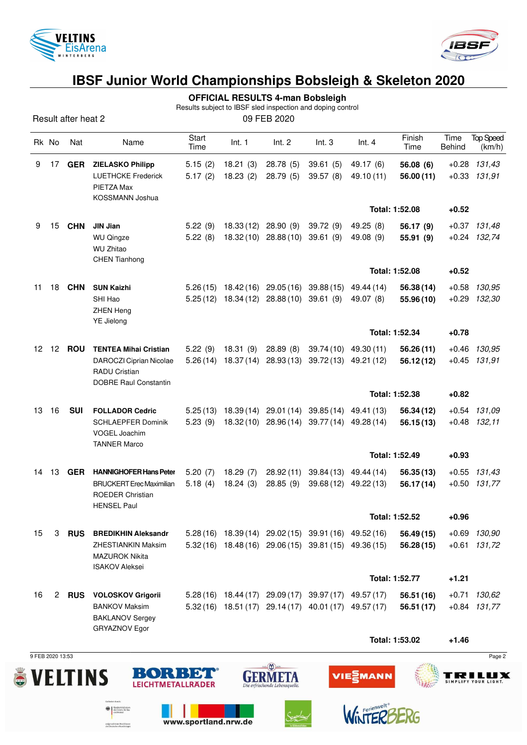# IBSF Junior World Championships Bobsleigh & Skeleton 2020

## OFFICIAL RESULTS 4-man Bobsleigh

Results subject to IBSF sled inspection and doping control

Result after heat 2

09 FEB 2020

| Rk | No | Nat | Name | Start Time | Int. 1 | Int. 2 | Int. 3 | Int. 4 | Finish Time | Time Behind | Top Speed (km/h) |
|---|---|---|---|---|---|---|---|---|---|---|---|
| 9 | 17 | **GER** | **ZIELASKO Philipp** | 5.15 (2) | 18.21 (3) | 28.78 (5) | 39.61 (5) | 49.17 (6) | **56.08 (6)** | +0.28 | *131,43* |
| | | | LUETHCKE Frederick | 5.17 (2) | 18.23 (2) | 28.79 (5) | 39.57 (8) | 49.10 (11) | **56.00 (11)** | +0.33 | *131,91* |
| | | | PIETZA Max | | | | | | | | |
| | | | KOSSMANN Joshua | | | | | | | | |
| | | | | | | | | | **Total: 1:52.08** | **+0.52** | |
| 9 | 15 | **CHN** | **JIN Jian** | 5.22 (9) | 18.33 (12) | 28.90 (9) | 39.72 (9) | 49.25 (8) | **56.17 (9)** | +0.37 | *131,48* |
| | | | WU Qingze | 5.22 (8) | 18.32 (10) | 28.88 (10) | 39.61 (9) | 49.08 (9) | **55.91 (9)** | +0.24 | *132,74* |
| | | | WU Zhitao | | | | | | | | |
| | | | CHEN Tianhong | | | | | | | | |
| | | | | | | | | | **Total: 1:52.08** | **+0.52** | |
| 11 | 18 | **CHN** | **SUN Kaizhi** | 5.26 (15) | 18.42 (16) | 29.05 (16) | 39.88 (15) | 49.44 (14) | **56.38 (14)** | +0.58 | *130,95* |
| | | | SHI Hao | 5.25 (12) | 18.34 (12) | 28.88 (10) | 39.61 (9) | 49.07 (8) | **55.96 (10)** | +0.29 | *132,30* |
| | | | ZHEN Heng | | | | | | | | |
| | | | YE Jielong | | | | | | | | |
| | | | | | | | | | **Total: 1:52.34** | **+0.78** | |
| 12 | 12 | **ROU** | **TENTEA Mihai Cristian** | 5.22 (9) | 18.31 (9) | 28.89 (8) | 39.74 (10) | 49.30 (11) | **56.26 (11)** | +0.46 | *130,95* |
| | | | DAROCZI Ciprian Nicolae | 5.26 (14) | 18.37 (14) | 28.93 (13) | 39.72 (13) | 49.21 (12) | **56.12 (12)** | +0.45 | *131,91* |
| | | | RADU Cristian | | | | | | | | |
| | | | DOBRE Raul Constantin | | | | | | | | |
| | | | | | | | | | **Total: 1:52.38** | **+0.82** | |
| 13 | 16 | **SUI** | **FOLLADOR Cedric** | 5.25 (13) | 18.39 (14) | 29.01 (14) | 39.85 (14) | 49.41 (13) | **56.34 (12)** | +0.54 | *131,09* |
| | | | SCHLAEPFER Dominik | 5.23 (9) | 18.32 (10) | 28.96 (14) | 39.77 (14) | 49.28 (14) | **56.15 (13)** | +0.48 | *132,11* |
| | | | VOGEL Joachim | | | | | | | | |
| | | | TANNER Marco | | | | | | | | |
| | | | | | | | | | **Total: 1:52.49** | **+0.93** | |
| 14 | 13 | **GER** | **HANNIGHOFER Hans Peter** | 5.20 (7) | 18.29 (7) | 28.92 (11) | 39.84 (13) | 49.44 (14) | **56.35 (13)** | +0.55 | *131,43* |
| | | | BRUCKERT Erec Maximilian | 5.18 (4) | 18.24 (3) | 28.85 (9) | 39.68 (12) | 49.22 (13) | **56.17 (14)** | +0.50 | *131,77* |
| | | | ROEDER Christian | | | | | | | | |
| | | | HENSEL Paul | | | | | | | | |
| | | | | | | | | | **Total: 1:52.52** | **+0.96** | |
| 15 | 3 | **RUS** | **BREDIKHIN Aleksandr** | 5.28 (16) | 18.39 (14) | 29.02 (15) | 39.91 (16) | 49.52 (16) | **56.49 (15)** | +0.69 | *130,90* |
| | | | ZHESTIANKIN Maksim | 5.32 (16) | 18.48 (16) | 29.06 (15) | 39.81 (15) | 49.36 (15) | **56.28 (15)** | +0.61 | *131,72* |
| | | | MAZUROK Nikita | | | | | | | | |
| | | | ISAKOV Aleksei | | | | | | | | |
| | | | | | | | | | **Total: 1:52.77** | **+1.21** | |
| 16 | 2 | **RUS** | **VOLOSKOV Grigorii** | 5.28 (16) | 18.44 (17) | 29.09 (17) | 39.97 (17) | 49.57 (17) | **56.51 (16)** | +0.71 | *130,62* |
| | | | BANKOV Maksim | 5.32 (16) | 18.51 (17) | 29.14 (17) | 40.01 (17) | 49.57 (17) | **56.51 (17)** | +0.84 | *131,77* |
| | | | BAKLANOV Sergey | | | | | | | | |
| | | | GRYAZNOV Egor | | | | | | | | |
| | | | | | | | | | **Total: 1:53.02** | **+1.46** | |

9 FEB 2020 13:53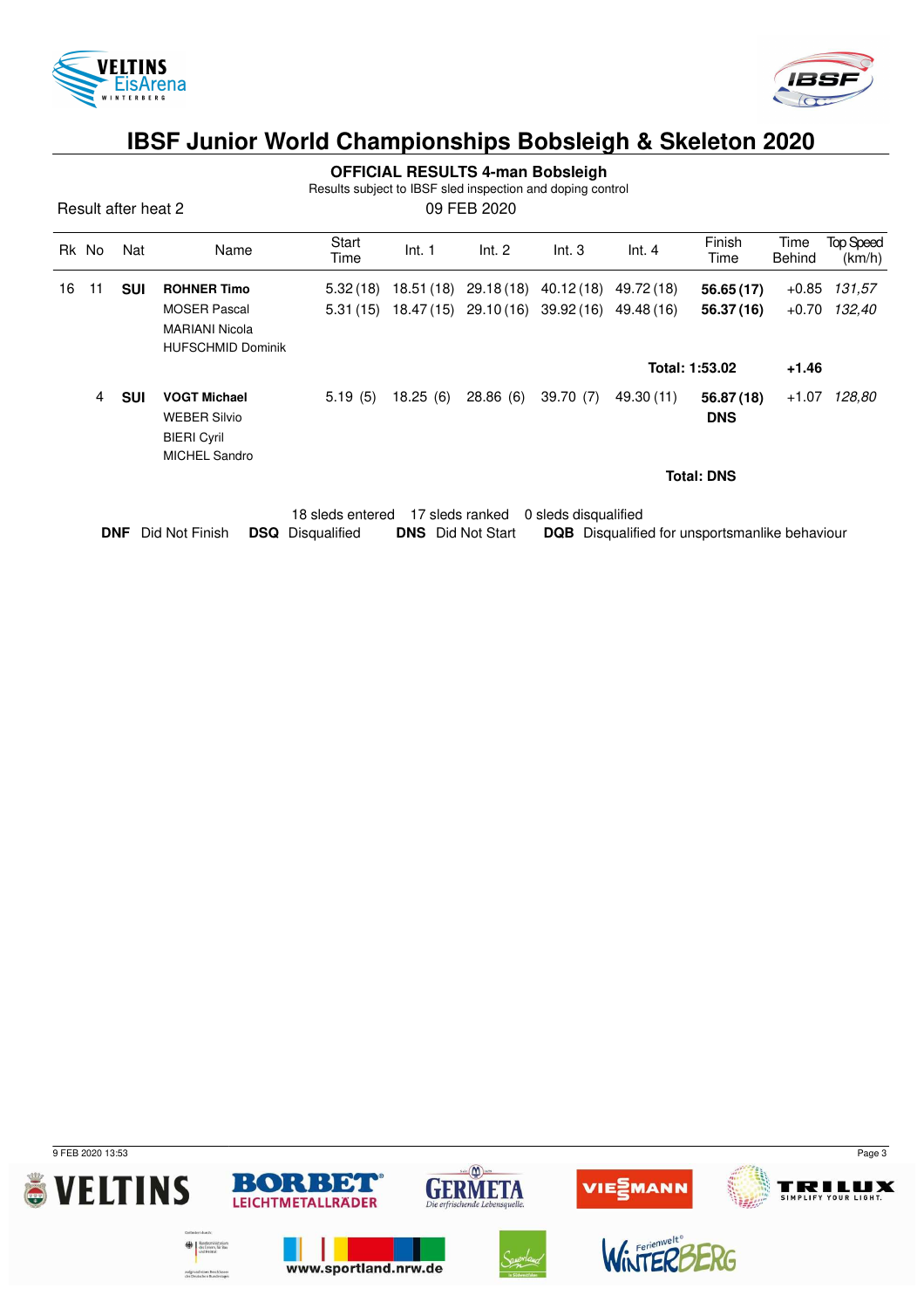# IBSF Junior World Championships Bobsleigh & Skeleton 2020

## OFFICIAL RESULTS 4-man Bobsleigh

Results subject to IBSF sled inspection and doping control

Result after heat 2 | 09 FEB 2020

| Rk | No | Nat | Name | Start Time | Int. 1 | Int. 2 | Int. 3 | Int. 4 | Finish Time | Time Behind | Top Speed (km/h) |
|---|---|---|---|---|---|---|---|---|---|---|---|
| 16 | 11 | **SUI** | **ROHNER Timo** | 5.32 (18) | 18.51 (18) | 29.18 (18) | 40.12 (18) | 49.72 (18) | **56.65 (17)** | +0.85 | *131,57* |
| | | | MOSER Pascal | 5.31 (15) | 18.47 (15) | 29.10 (16) | 39.92 (16) | 49.48 (16) | **56.37 (16)** | +0.70 | *132,40* |
| | | | MARIANI Nicola | | | | | | | | |
| | | | HUFSCHMID Dominik | | | | | | | | |
| | | | | | | | | | **Total: 1:53.02** | **+1.46** | |
| | 4 | **SUI** | **VOGT Michael** | 5.19 (5) | 18.25 (6) | 28.86 (6) | 39.70 (7) | 49.30 (11) | **56.87 (18)** | +1.07 | *128,80* |
| | | | WEBER Silvio | | | | | | **DNS** | | |
| | | | BIERI Cyril | | | | | | | | |
| | | | MICHEL Sandro | | | | | | | | |
| | | | | | | | | | **Total: DNS** | | |

18 sleds entered 17 sleds ranked 0 sleds disqualified

**DNF** Did Not Finish **DSQ** Disqualified **DNS** Did Not Start **DQB** Disqualified for unsportsmanlike behaviour

9 FEB 2020 13:53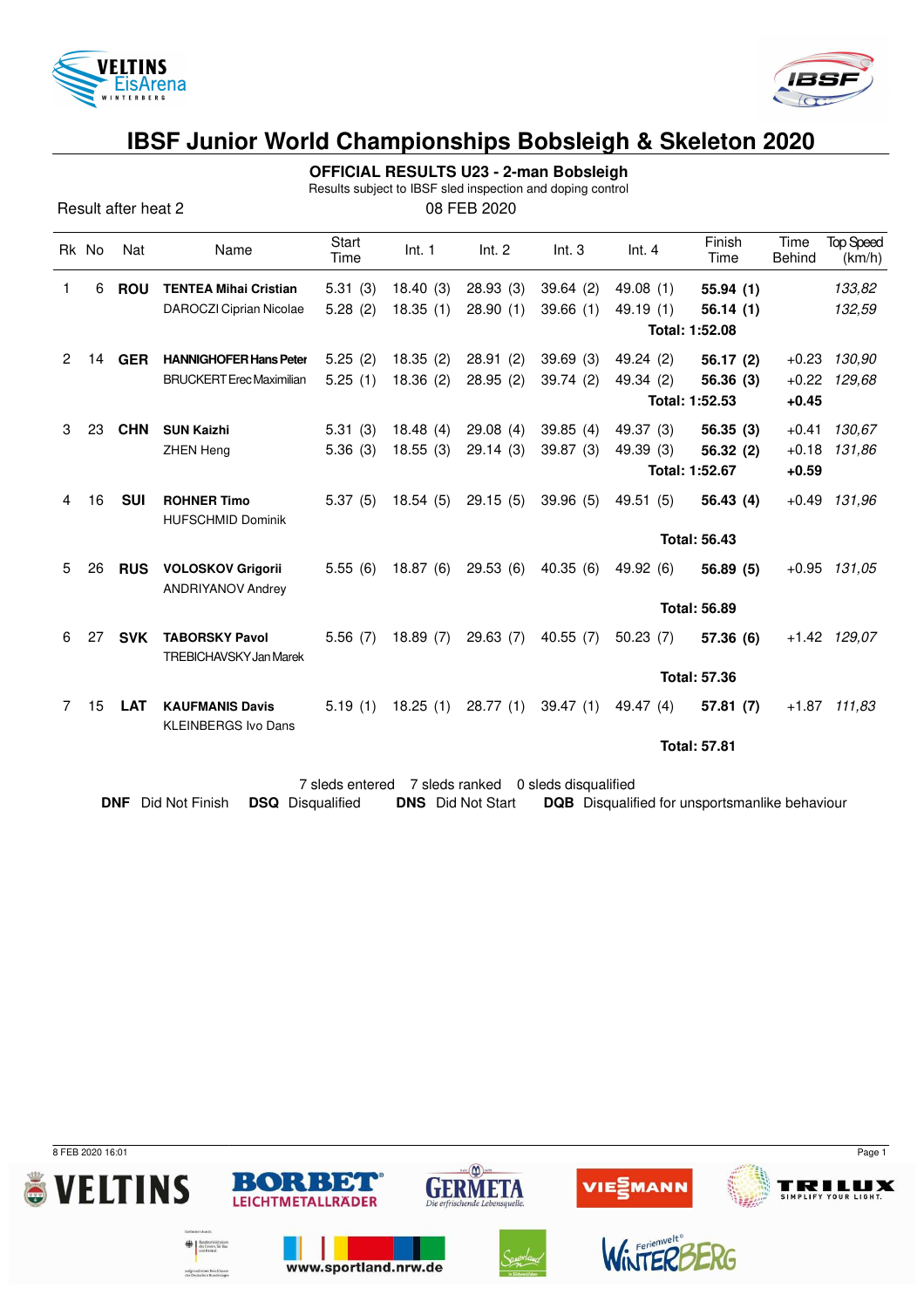# IBSF Junior World Championships Bobsleigh & Skeleton 2020

## OFFICIAL RESULTS U23 - 2-man Bobsleigh

Results subject to IBSF sled inspection and doping control

Result after heat 2

08 FEB 2020

| Rk | No | Nat | Name | Start Time | Int. 1 | Int. 2 | Int. 3 | Int. 4 | Finish Time | Time Behind | Top Speed (km/h) |
|---|---|---|---|---|---|---|---|---|---|---|---|
| 1 | 6 | **ROU** | **TENTEA Mihai Cristian** | 5.31 (3) | 18.40 (3) | 28.93 (3) | 39.64 (2) | 49.08 (1) | **55.94 (1)** | | *133,82* |
| | | | DAROCZI Ciprian Nicolae | 5.28 (2) | 18.35 (1) | 28.90 (1) | 39.66 (1) | 49.19 (1) | **56.14 (1)** | | *132,59* |
| | | | | | | | | | **Total: 1:52.08** | | |
| 2 | 14 | **GER** | **HANNIGHOFER Hans Peter** | 5.25 (2) | 18.35 (2) | 28.91 (2) | 39.69 (3) | 49.24 (2) | **56.17 (2)** | +0.23 | *130,90* |
| | | | BRUCKERT Erec Maximilian | 5.25 (1) | 18.36 (2) | 28.95 (2) | 39.74 (2) | 49.34 (2) | **56.36 (3)** | +0.22 | *129,68* |
| | | | | | | | | | **Total: 1:52.53** | **+0.45** | |
| 3 | 23 | **CHN** | **SUN Kaizhi** | 5.31 (3) | 18.48 (4) | 29.08 (4) | 39.85 (4) | 49.37 (3) | **56.35 (3)** | +0.41 | *130,67* |
| | | | ZHEN Heng | 5.36 (3) | 18.55 (3) | 29.14 (3) | 39.87 (3) | 49.39 (3) | **56.32 (2)** | +0.18 | *131,86* |
| | | | | | | | | | **Total: 1:52.67** | **+0.59** | |
| 4 | 16 | **SUI** | **ROHNER Timo** | 5.37 (5) | 18.54 (5) | 29.15 (5) | 39.96 (5) | 49.51 (5) | **56.43 (4)** | +0.49 | *131,96* |
| | | | HUFSCHMID Dominik | | | | | | | | |
| | | | | | | | | | **Total: 56.43** | | |
| 5 | 26 | **RUS** | **VOLOSKOV Grigorii** | 5.55 (6) | 18.87 (6) | 29.53 (6) | 40.35 (6) | 49.92 (6) | **56.89 (5)** | +0.95 | *131,05* |
| | | | ANDRIYANOV Andrey | | | | | | | | |
| | | | | | | | | | **Total: 56.89** | | |
| 6 | 27 | **SVK** | **TABORSKY Pavol** | 5.56 (7) | 18.89 (7) | 29.63 (7) | 40.55 (7) | 50.23 (7) | **57.36 (6)** | +1.42 | *129,07* |
| | | | TREBICHAVSKY Jan Marek | | | | | | | | |
| | | | | | | | | | **Total: 57.36** | | |
| 7 | 15 | **LAT** | **KAUFMANIS Davis** | 5.19 (1) | 18.25 (1) | 28.77 (1) | 39.47 (1) | 49.47 (4) | **57.81 (7)** | +1.87 | *111,83* |
| | | | KLEINBERGS Ivo Dans | | | | | | | | |
| | | | | | | | | | **Total: 57.81** | | |

7 sleds entered  7 sleds ranked  0 sleds disqualified

**DNF** Did Not Finish **DSQ** Disqualified **DNS** Did Not Start **DQB** Disqualified for unsportsmanlike behaviour

8 FEB 2020 16:01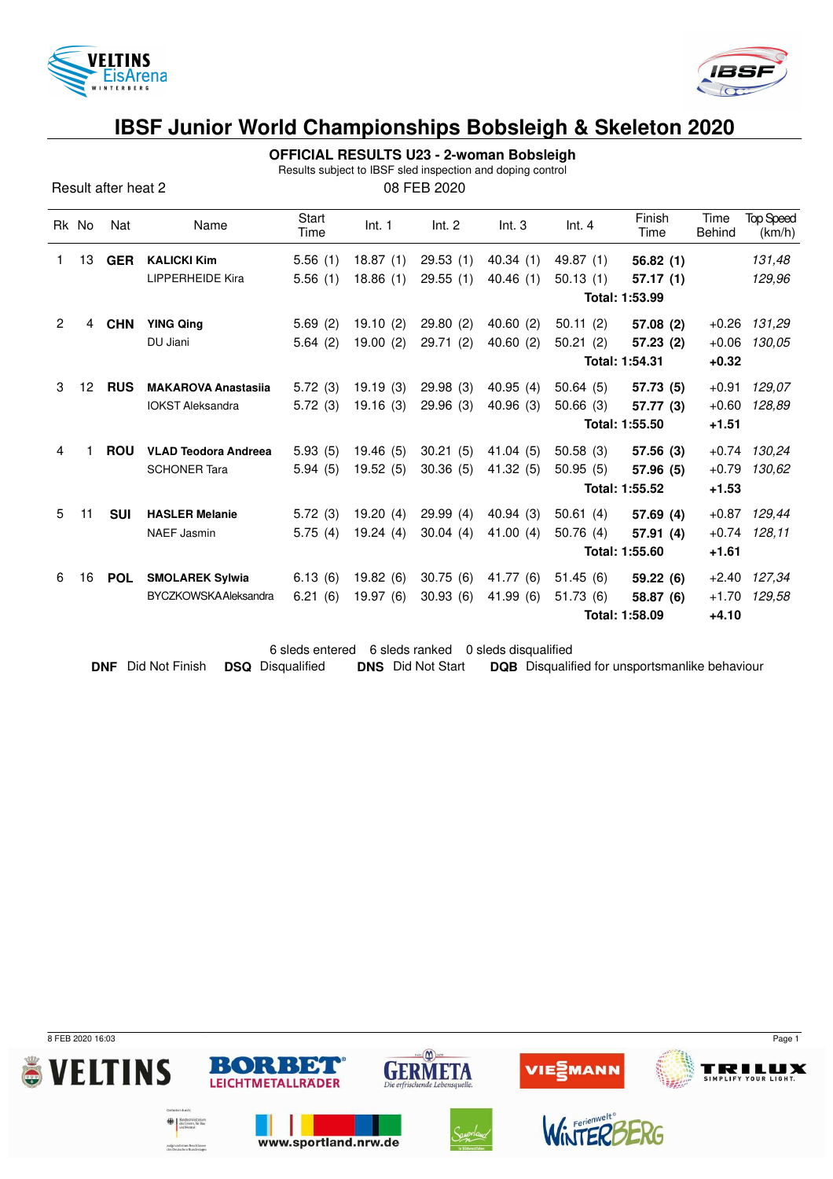# IBSF Junior World Championships Bobsleigh & Skeleton 2020

## OFFICIAL RESULTS U23 - 2-woman Bobsleigh

Results subject to IBSF sled inspection and doping control

Result after heat 2

08 FEB 2020

| Rk | No | Nat | Name | Start Time | Int. 1 | Int. 2 | Int. 3 | Int. 4 | Finish Time | Time Behind | Top Speed (km/h) |
|---|---|---|---|---|---|---|---|---|---|---|---|
| 1 | 13 | **GER** | **KALICKI Kim** | 5.56 (1) | 18.87 (1) | 29.53 (1) | 40.34 (1) | 49.87 (1) | **56.82 (1)** | | *131,48* |
| | | | LIPPERHEIDE Kira | 5.56 (1) | 18.86 (1) | 29.55 (1) | 40.46 (1) | 50.13 (1) | **57.17 (1)** | | *129,96* |
| | | | | | | | | | **Total: 1:53.99** | | |
| 2 | 4 | **CHN** | **YING Qing** | 5.69 (2) | 19.10 (2) | 29.80 (2) | 40.60 (2) | 50.11 (2) | **57.08 (2)** | +0.26 | *131,29* |
| | | | DU Jiani | 5.64 (2) | 19.00 (2) | 29.71 (2) | 40.60 (2) | 50.21 (2) | **57.23 (2)** | +0.06 | *130,05* |
| | | | | | | | | | **Total: 1:54.31** | **+0.32** | |
| 3 | 12 | **RUS** | **MAKAROVA Anastasiia** | 5.72 (3) | 19.19 (3) | 29.98 (3) | 40.95 (4) | 50.64 (5) | **57.73 (5)** | +0.91 | *129,07* |
| | | | IOKST Aleksandra | 5.72 (3) | 19.16 (3) | 29.96 (3) | 40.96 (3) | 50.66 (3) | **57.77 (3)** | +0.60 | *128,89* |
| | | | | | | | | | **Total: 1:55.50** | **+1.51** | |
| 4 | 1 | **ROU** | **VLAD Teodora Andreea** | 5.93 (5) | 19.46 (5) | 30.21 (5) | 41.04 (5) | 50.58 (3) | **57.56 (3)** | +0.74 | *130,24* |
| | | | SCHONER Tara | 5.94 (5) | 19.52 (5) | 30.36 (5) | 41.32 (5) | 50.95 (5) | **57.96 (5)** | +0.79 | *130,62* |
| | | | | | | | | | **Total: 1:55.52** | **+1.53** | |
| 5 | 11 | **SUI** | **HASLER Melanie** | 5.72 (3) | 19.20 (4) | 29.99 (4) | 40.94 (3) | 50.61 (4) | **57.69 (4)** | +0.87 | *129,44* |
| | | | NAEF Jasmin | 5.75 (4) | 19.24 (4) | 30.04 (4) | 41.00 (4) | 50.76 (4) | **57.91 (4)** | +0.74 | *128,11* |
| | | | | | | | | | **Total: 1:55.60** | **+1.61** | |
| 6 | 16 | **POL** | **SMOLAREK Sylwia** | 6.13 (6) | 19.82 (6) | 30.75 (6) | 41.77 (6) | 51.45 (6) | **59.22 (6)** | +2.40 | *127,34* |
| | | | BYCZKOWSKA Aleksandra | 6.21 (6) | 19.97 (6) | 30.93 (6) | 41.99 (6) | 51.73 (6) | **58.87 (6)** | +1.70 | *129,58* |
| | | | | | | | | | **Total: 1:58.09** | **+4.10** | |

6 sleds entered 6 sleds ranked 0 sleds disqualified

**DNF** Did Not Finish **DSQ** Disqualified **DNS** Did Not Start **DQB** Disqualified for unsportsmanlike behaviour

8 FEB 2020 16:03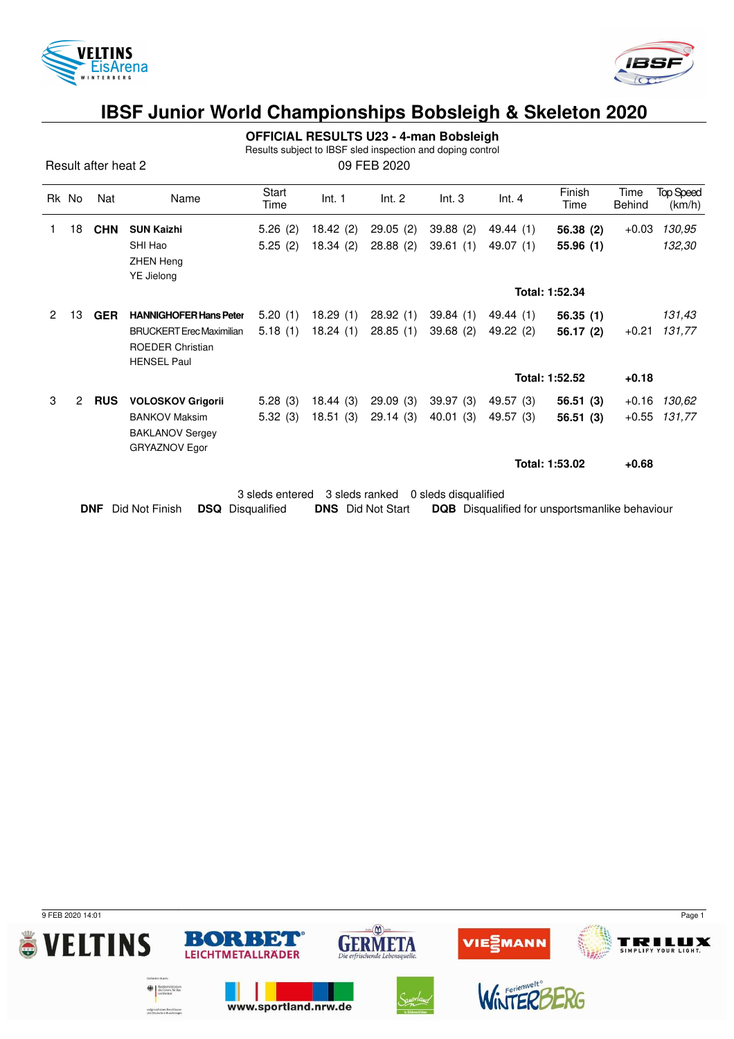# IBSF Junior World Championships Bobsleigh & Skeleton 2020

## OFFICIAL RESULTS U23 - 4-man Bobsleigh

Results subject to IBSF sled inspection and doping control

Result after heat 2

09 FEB 2020

| Rk | No | Nat | Name | Start Time | Int. 1 | Int. 2 | Int. 3 | Int. 4 | Finish Time | Time Behind | Top Speed (km/h) |
|---|---|---|---|---|---|---|---|---|---|---|---|
| 1 | 18 | **CHN** | **SUN Kaizhi** | 5.26 (2) | 18.42 (2) | 29.05 (2) | 39.88 (2) | 49.44 (1) | **56.38 (2)** | +0.03 | *130,95* |
| | | | SHI Hao | 5.25 (2) | 18.34 (2) | 28.88 (2) | 39.61 (1) | 49.07 (1) | **55.96 (1)** | | *132,30* |
| | | | ZHEN Heng | | | | | | | | |
| | | | YE Jielong | | | | | | | | |
| | | | | | | | | | **Total: 1:52.34** | | |
| 2 | 13 | **GER** | **HANNIGHOFER Hans Peter** | 5.20 (1) | 18.29 (1) | 28.92 (1) | 39.84 (1) | 49.44 (1) | **56.35 (1)** | | *131,43* |
| | | | BRUCKERT Erec Maximilian | 5.18 (1) | 18.24 (1) | 28.85 (1) | 39.68 (2) | 49.22 (2) | **56.17 (2)** | +0.21 | *131,77* |
| | | | ROEDER Christian | | | | | | | | |
| | | | HENSEL Paul | | | | | | | | |
| | | | | | | | | | **Total: 1:52.52** | **+0.18** | |
| 3 | 2 | **RUS** | **VOLOSKOV Grigorii** | 5.28 (3) | 18.44 (3) | 29.09 (3) | 39.97 (3) | 49.57 (3) | **56.51 (3)** | +0.16 | *130,62* |
| | | | BANKOV Maksim | 5.32 (3) | 18.51 (3) | 29.14 (3) | 40.01 (3) | 49.57 (3) | **56.51 (3)** | +0.55 | *131,77* |
| | | | BAKLANOV Sergey | | | | | | | | |
| | | | GRYAZNOV Egor | | | | | | | | |
| | | | | | | | | | **Total: 1:53.02** | **+0.68** | |

3 sleds entered 3 sleds ranked 0 sleds disqualified

**DNF** Did Not Finish **DSQ** Disqualified **DNS** Did Not Start **DQB** Disqualified for unsportsmanlike behaviour

9 FEB 2020 14:01